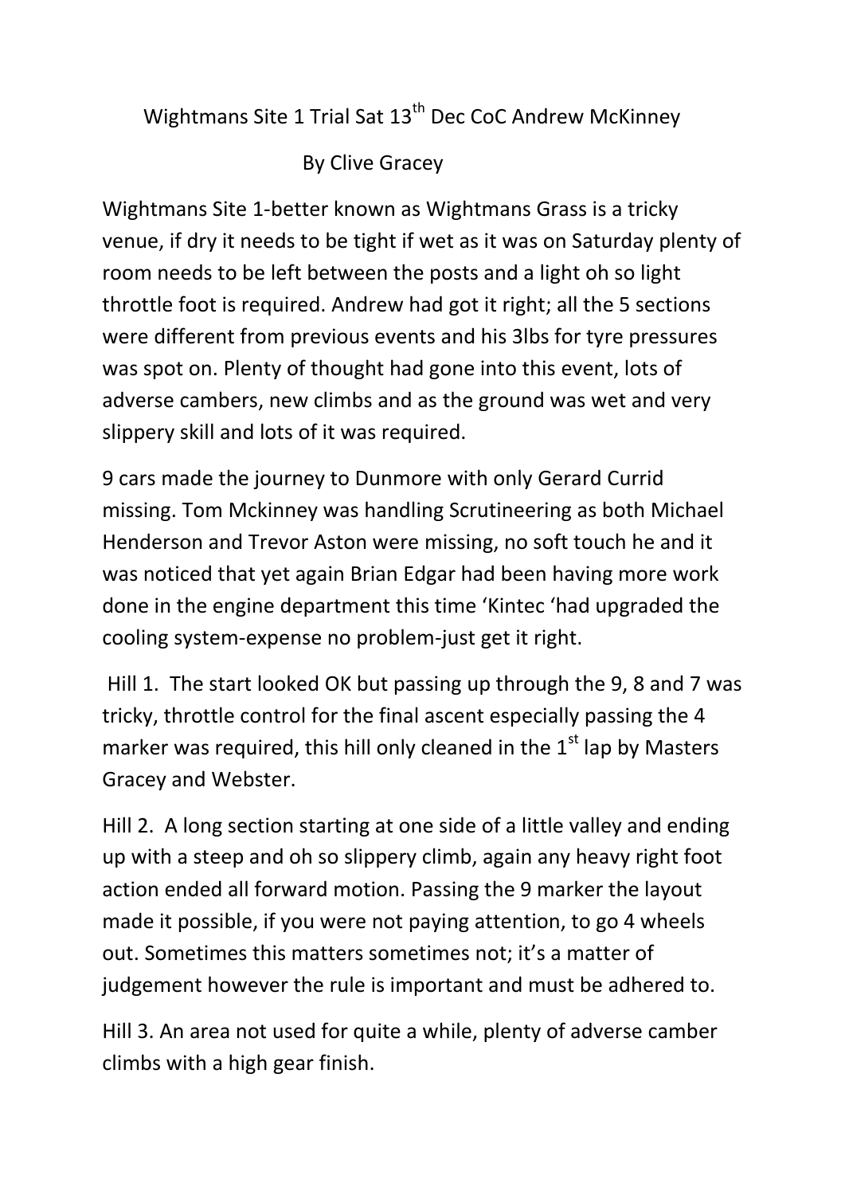# Wightmans Site 1 Trial Sat 13th Dec CoC Andrew McKinney

By Clive Gracey

Wightmans Site 1-better known as Wightmans Grass is a tricky venue, if dry it needs to be tight if wet as it was on Saturday plenty of room needs to be left between the posts and a light oh so light throttle foot is required. Andrew had got it right; all the 5 sections were different from previous events and his 3lbs for tyre pressures was spot on. Plenty of thought had gone into this event, lots of adverse cambers, new climbs and as the ground was wet and very slippery skill and lots of it was required.

9 cars made the journey to Dunmore with only Gerard Currid missing. Tom Mckinney was handling Scrutineering as both Michael Henderson and Trevor Aston were missing, no soft touch he and it was noticed that yet again Brian Edgar had been having more work done in the engine department this time 'Kintec 'had upgraded the cooling system-expense no problem-just get it right.

Hill 1. The start looked OK but passing up through the 9, 8 and 7 was tricky, throttle control for the final ascent especially passing the 4 marker was required, this hill only cleaned in the 1st lap by Masters Gracey and Webster.

Hill 2. A long section starting at one side of a little valley and ending up with a steep and oh so slippery climb, again any heavy right foot action ended all forward motion. Passing the 9 marker the layout made it possible, if you were not paying attention, to go 4 wheels out. Sometimes this matters sometimes not; it's a matter of judgement however the rule is important and must be adhered to.

Hill 3. An area not used for quite a while, plenty of adverse camber climbs with a high gear finish.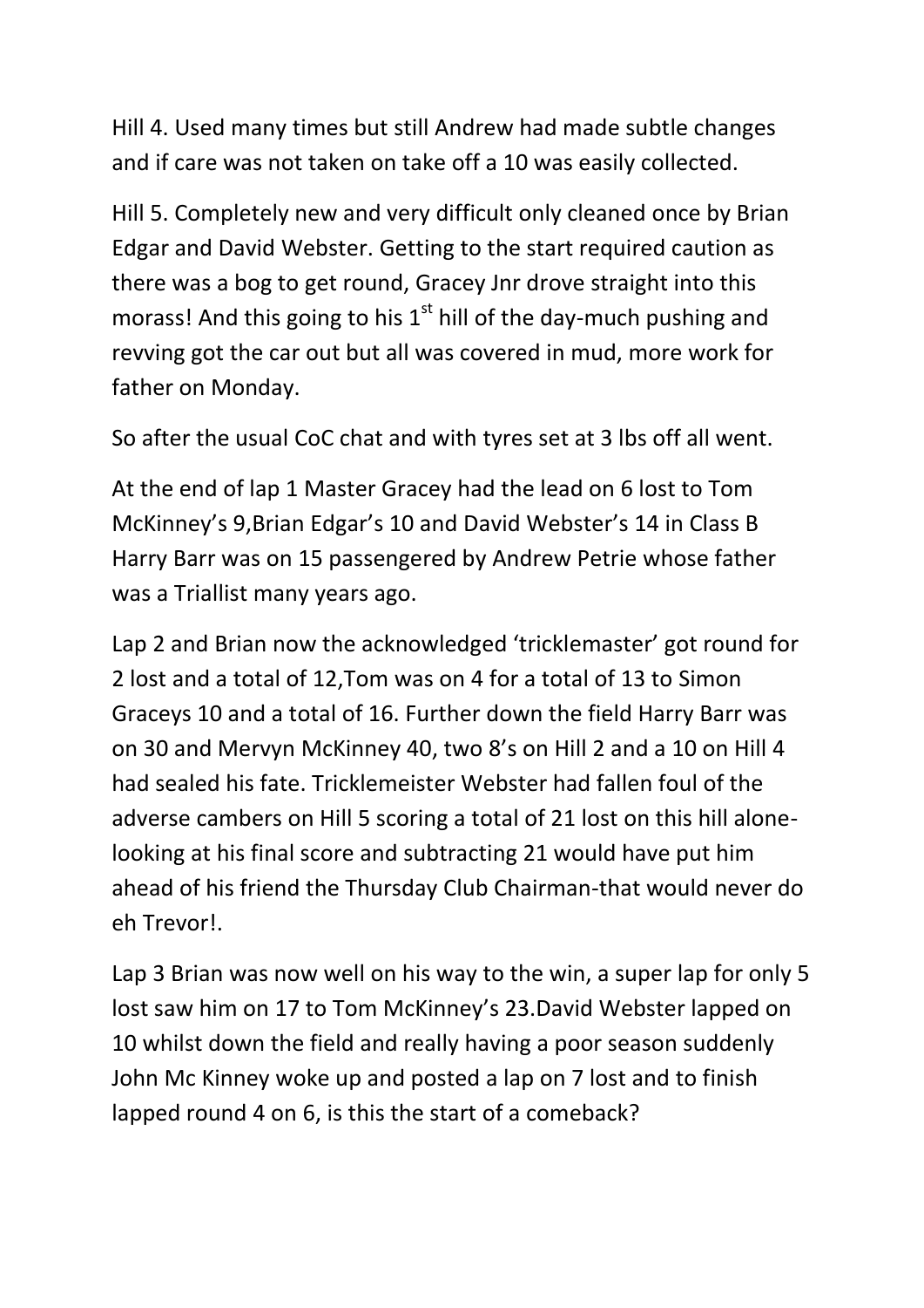Hill 4. Used many times but still Andrew had made subtle changes and if care was not taken on take off a 10 was easily collected.

Hill 5. Completely new and very difficult only cleaned once by Brian Edgar and David Webster. Getting to the start required caution as there was a bog to get round, Gracey Jnr drove straight into this morass! And this going to his 1st hill of the day-much pushing and revving got the car out but all was covered in mud, more work for father on Monday.

So after the usual CoC chat and with tyres set at 3 lbs off all went.

At the end of lap 1 Master Gracey had the lead on 6 lost to Tom McKinney's 9,Brian Edgar's 10 and David Webster's 14 in Class B Harry Barr was on 15 passengered by Andrew Petrie whose father was a Triallist many years ago.

Lap 2 and Brian now the acknowledged 'tricklemaster' got round for 2 lost and a total of 12,Tom was on 4 for a total of 13 to Simon Graceys 10 and a total of 16. Further down the field Harry Barr was on 30 and Mervyn McKinney 40, two 8's on Hill 2 and a 10 on Hill 4 had sealed his fate. Tricklemeister Webster had fallen foul of the adverse cambers on Hill 5 scoring a total of 21 lost on this hill alone-looking at his final score and subtracting 21 would have put him ahead of his friend the Thursday Club Chairman-that would never do eh Trevor!.

Lap 3 Brian was now well on his way to the win, a super lap for only 5 lost saw him on 17 to Tom McKinney's 23.David Webster lapped on 10 whilst down the field and really having a poor season suddenly John Mc Kinney woke up and posted a lap on 7 lost and to finish lapped round 4 on 6, is this the start of a comeback?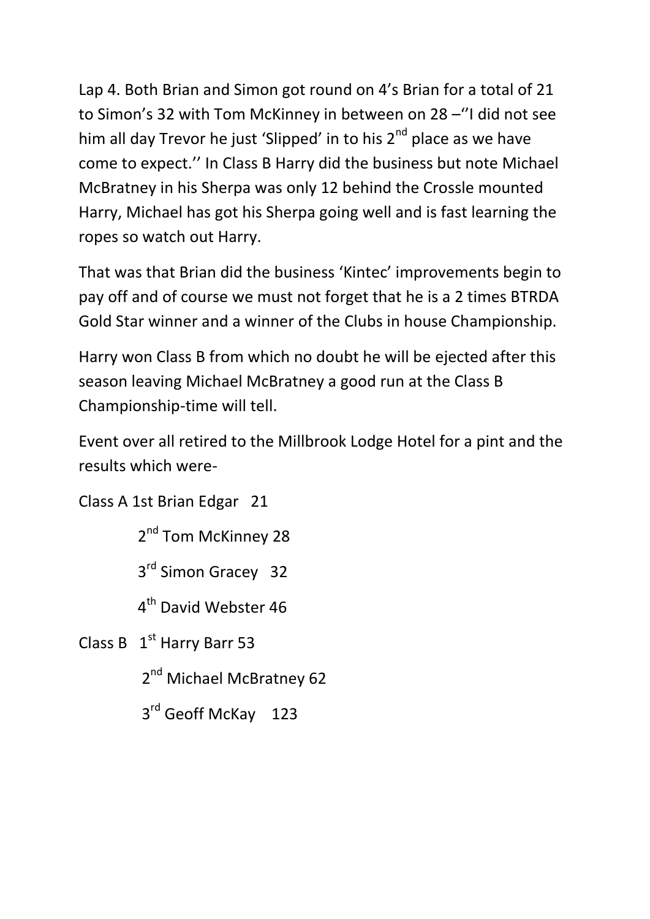Lap 4. Both Brian and Simon got round on 4's Brian for a total of 21 to Simon's 32 with Tom McKinney in between on 28 –''I did not see him all day Trevor he just 'Slipped' in to his 2nd place as we have come to expect.'' In Class B Harry did the business but note Michael McBratney in his Sherpa was only 12 behind the Crossle mounted Harry, Michael has got his Sherpa going well and is fast learning the ropes so watch out Harry.

That was that Brian did the business 'Kintec' improvements begin to pay off and of course we must not forget that he is a 2 times BTRDA Gold Star winner and a winner of the Clubs in house Championship.

Harry won Class B from which no doubt he will be ejected after this season leaving Michael McBratney a good run at the Class B Championship-time will tell.

Event over all retired to the Millbrook Lodge Hotel for a pint and the results which were-

Class A 1st Brian Edgar 21

2nd Tom McKinney 28

3rd Simon Gracey 32

4th David Webster 46

Class B 1st Harry Barr 53

2nd Michael McBratney 62

3rd Geoff McKay 123